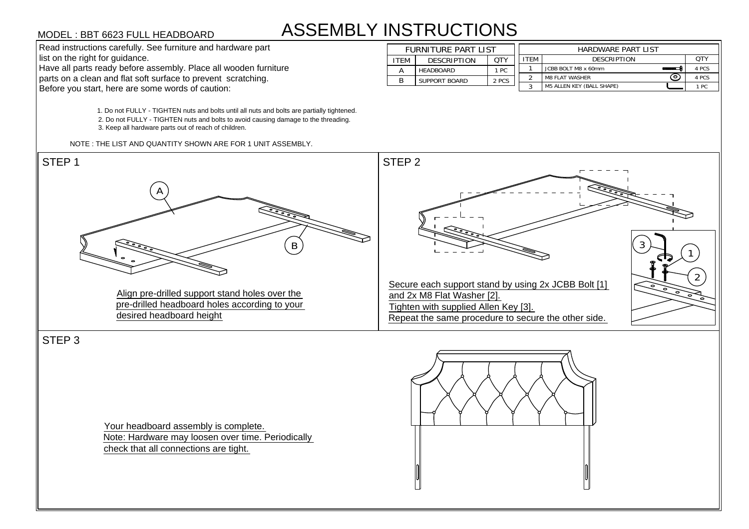MODEL : BBT 6623 FULL HEADBOARD

# ASSEMBLY INSTRUCTIONS

Read instructions carefully. See furniture and hardware part list on the right for guidance.
Have all parts ready before assembly. Place all wooden furniture parts on a clean and flat soft surface to prevent scratching.
Before you start, here are some words of caution:

1. Do not FULLY - TIGHTEN nuts and bolts until all nuts and bolts are partially tightened.
2. Do not FULLY - TIGHTEN nuts and bolts to avoid causing damage to the threading.
3. Keep all hardware parts out of reach of children.

NOTE : THE LIST AND QUANTITY SHOWN ARE FOR 1 UNIT ASSEMBLY.

**FURNITURE PART LIST**

| ITEM | DESCRIPTION | QTY |
|---|---|---|
| A | HEADBOARD | 1 PC |
| B | SUPPORT BOARD | 2 PCS |

**HARDWARE PART LIST**

| ITEM | DESCRIPTION | QTY |
|---|---|---|
| 1 | JCBB BOLT M8 x 60mm | 4 PCS |
| 2 | M8 FLAT WASHER | 4 PCS |
| 3 | M5 ALLEN KEY (BALL SHAPE) | 1 PC |

## STEP 1

A

B

Align pre-drilled support stand holes over the pre-drilled headboard holes according to your desired headboard height

## STEP 2

3

1

2

Secure each support stand by using 2x JCBB Bolt [1] and 2x M8 Flat Washer [2].
Tighten with supplied Allen Key [3].
Repeat the same procedure to secure the other side.

## STEP 3

Your headboard assembly is complete.
Note: Hardware may loosen over time. Periodically check that all connections are tight.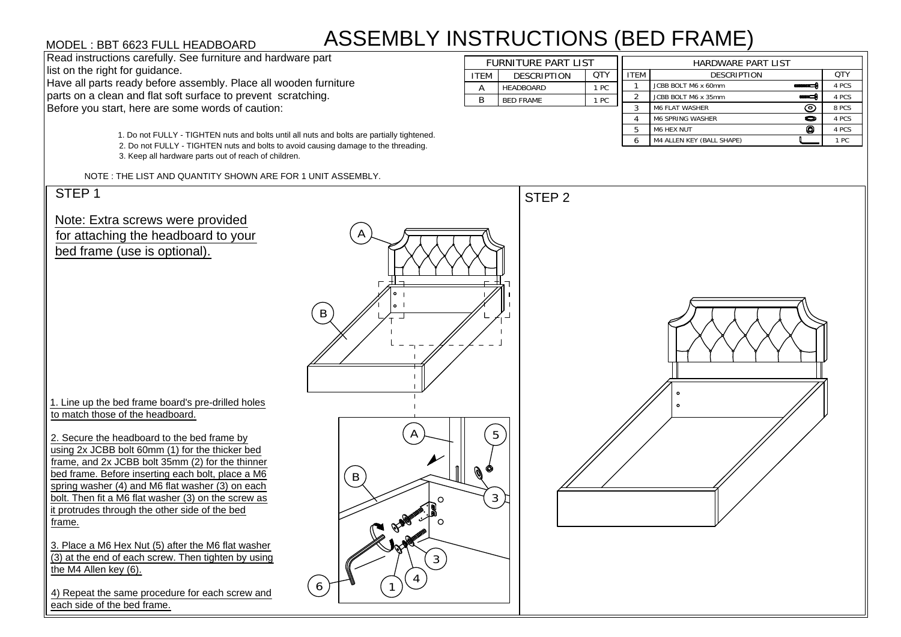MODEL : BBT 6623 FULL HEADBOARD

# ASSEMBLY INSTRUCTIONS (BED FRAME)

Read instructions carefully. See furniture and hardware part list on the right for guidance.
Have all parts ready before assembly. Place all wooden furniture parts on a clean and flat soft surface to prevent scratching.
Before you start, here are some words of caution:

1. Do not FULLY - TIGHTEN nuts and bolts until all nuts and bolts are partially tightened.
2. Do not FULLY - TIGHTEN nuts and bolts to avoid causing damage to the threading.
3. Keep all hardware parts out of reach of children.

NOTE : THE LIST AND QUANTITY SHOWN ARE FOR 1 UNIT ASSEMBLY.

**FURNITURE PART LIST**

| ITEM | DESCRIPTION | QTY |
|---|---|---|
| A | HEADBOARD | 1 PC |
| B | BED FRAME | 1 PC |

**HARDWARE PART LIST**

| ITEM | DESCRIPTION | QTY |
|---|---|---|
| 1 | JCBB BOLT M6 x 60mm | 4 PCS |
| 2 | JCBB BOLT M6 x 35mm | 4 PCS |
| 3 | M6 FLAT WASHER | 8 PCS |
| 4 | M6 SPRING WASHER | 4 PCS |
| 5 | M6 HEX NUT | 4 PCS |
| 6 | M4 ALLEN KEY (BALL SHAPE) | 1 PC |

## STEP 1

Note: Extra screws were provided for attaching the headboard to your bed frame (use is optional).

1. Line up the bed frame board's pre-drilled holes to match those of the headboard.

2. Secure the headboard to the bed frame by using 2x JCBB bolt 60mm (1) for the thicker bed frame, and 2x JCBB bolt 35mm (2) for the thinner bed frame. Before inserting each bolt, place a M6 spring washer (4) and M6 flat washer (3) on each bolt. Then fit a M6 flat washer (3) on the screw as it protrudes through the other side of the bed frame.

3. Place a M6 Hex Nut (5) after the M6 flat washer (3) at the end of each screw. Then tighten by using the M4 Allen key (6).

4) Repeat the same procedure for each screw and each side of the bed frame.

## STEP 2